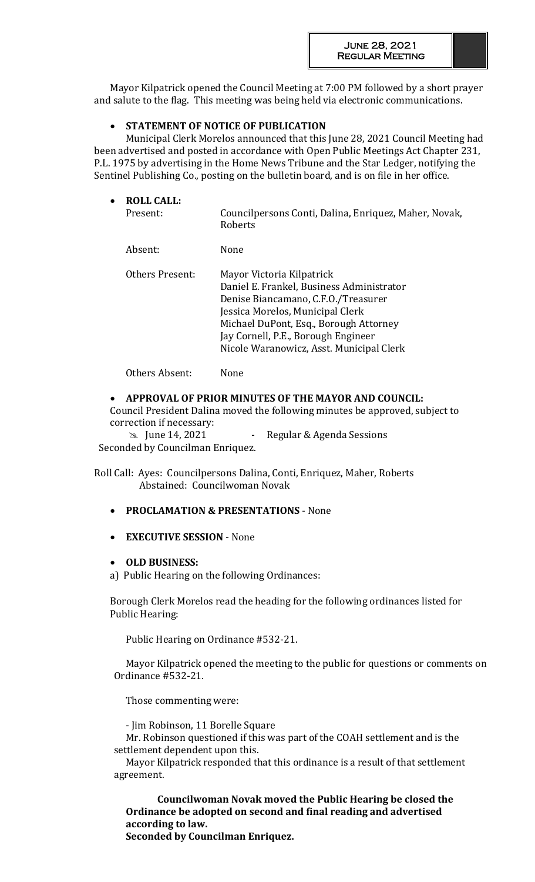Mayor Kilpatrick opened the Council Meeting at 7:00 PM followed by a short prayer and salute to the flag. This meeting was being held via electronic communications.

- **STATEMENT OF NOTICE OF PUBLICATION**

Municipal Clerk Morelos announced that this June 28, 2021 Council Meeting had been advertised and posted in accordance with Open Public Meetings Act Chapter 231, P.L. 1975 by advertising in the Home News Tribune and the Star Ledger, notifying the Sentinel Publishing Co., posting on the bulletin board, and is on file in her office.

- **ROLL CALL:**

| | |
|---|---|
| Present: | Councilpersons Conti, Dalina, Enriquez, Maher, Novak, Roberts |
| Absent: | None |
| Others Present: | Mayor Victoria Kilpatrick<br>Daniel E. Frankel, Business Administrator<br>Denise Biancamano, C.F.O./Treasurer<br>Jessica Morelos, Municipal Clerk<br>Michael DuPont, Esq., Borough Attorney<br>Jay Cornell, P.E., Borough Engineer<br>Nicole Waranowicz, Asst. Municipal Clerk |
| Others Absent: | None |

- **APPROVAL OF PRIOR MINUTES OF THE MAYOR AND COUNCIL:**

Council President Dalina moved the following minutes be approved, subject to correction if necessary:

- June 14, 2021 - Regular & Agenda Sessions

Seconded by Councilman Enriquez.

Roll Call: Ayes: Councilpersons Dalina, Conti, Enriquez, Maher, Roberts
Abstained: Councilwoman Novak

- **PROCLAMATION & PRESENTATIONS** - None

- **EXECUTIVE SESSION** - None

- **OLD BUSINESS:**

a) Public Hearing on the following Ordinances:

Borough Clerk Morelos read the heading for the following ordinances listed for Public Hearing:

Public Hearing on Ordinance #532-21.

Mayor Kilpatrick opened the meeting to the public for questions or comments on Ordinance #532-21.

Those commenting were:

- Jim Robinson, 11 Borelle Square

Mr. Robinson questioned if this was part of the COAH settlement and is the settlement dependent upon this.

Mayor Kilpatrick responded that this ordinance is a result of that settlement agreement.

**Councilwoman Novak moved the Public Hearing be closed the Ordinance be adopted on second and final reading and advertised according to law.**
**Seconded by Councilman Enriquez.**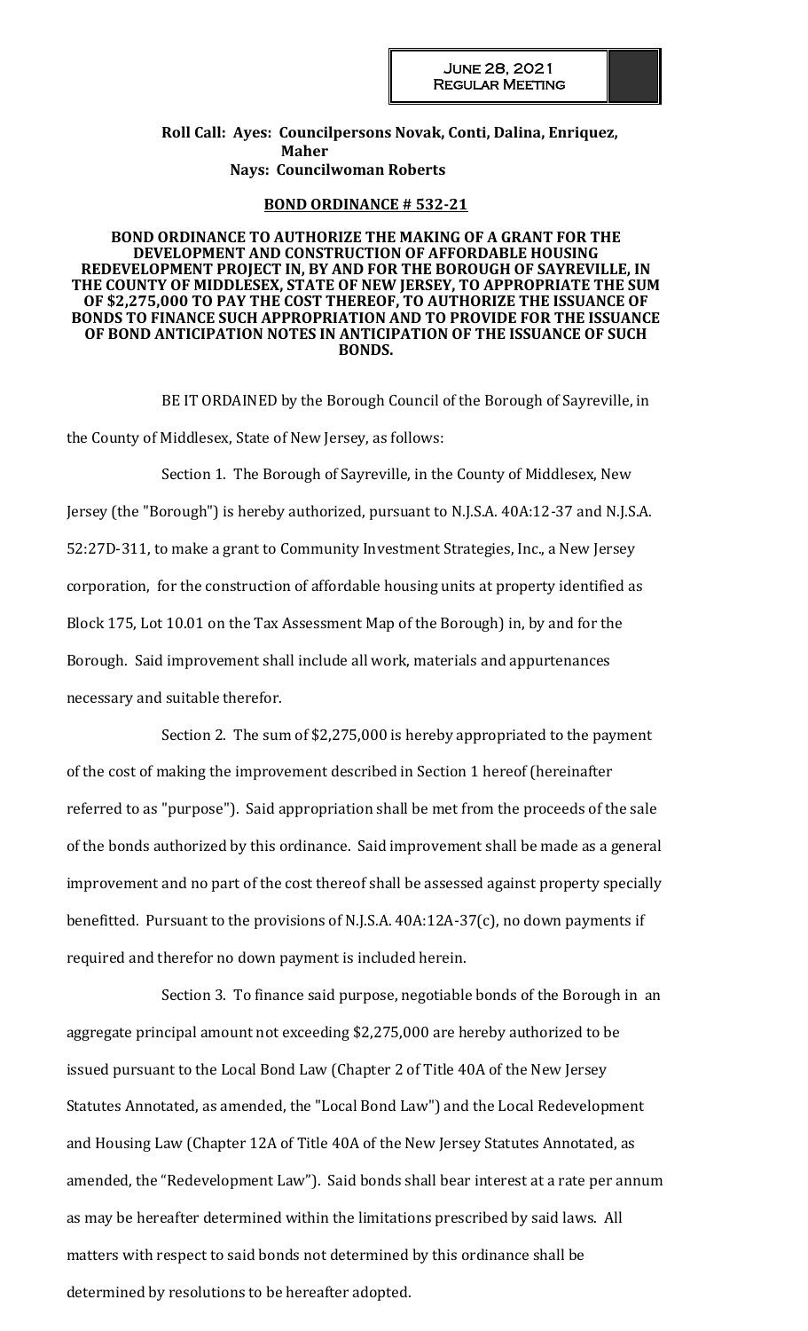**Roll Call: Ayes: Councilpersons Novak, Conti, Dalina, Enriquez, Maher**
**Nays: Councilwoman Roberts**

**BOND ORDINANCE # 532-21**

**BOND ORDINANCE TO AUTHORIZE THE MAKING OF A GRANT FOR THE DEVELOPMENT AND CONSTRUCTION OF AFFORDABLE HOUSING REDEVELOPMENT PROJECT IN, BY AND FOR THE BOROUGH OF SAYREVILLE, IN THE COUNTY OF MIDDLESEX, STATE OF NEW JERSEY, TO APPROPRIATE THE SUM OF $2,275,000 TO PAY THE COST THEREOF, TO AUTHORIZE THE ISSUANCE OF BONDS TO FINANCE SUCH APPROPRIATION AND TO PROVIDE FOR THE ISSUANCE OF BOND ANTICIPATION NOTES IN ANTICIPATION OF THE ISSUANCE OF SUCH BONDS.**

BE IT ORDAINED by the Borough Council of the Borough of Sayreville, in the County of Middlesex, State of New Jersey, as follows:

Section 1. The Borough of Sayreville, in the County of Middlesex, New Jersey (the "Borough") is hereby authorized, pursuant to N.J.S.A. 40A:12-37 and N.J.S.A. 52:27D-311, to make a grant to Community Investment Strategies, Inc., a New Jersey corporation, for the construction of affordable housing units at property identified as Block 175, Lot 10.01 on the Tax Assessment Map of the Borough) in, by and for the Borough. Said improvement shall include all work, materials and appurtenances necessary and suitable therefor.

Section 2. The sum of $2,275,000 is hereby appropriated to the payment of the cost of making the improvement described in Section 1 hereof (hereinafter referred to as "purpose"). Said appropriation shall be met from the proceeds of the sale of the bonds authorized by this ordinance. Said improvement shall be made as a general improvement and no part of the cost thereof shall be assessed against property specially benefitted. Pursuant to the provisions of N.J.S.A. 40A:12A-37(c), no down payments if required and therefor no down payment is included herein.

Section 3. To finance said purpose, negotiable bonds of the Borough in an aggregate principal amount not exceeding $2,275,000 are hereby authorized to be issued pursuant to the Local Bond Law (Chapter 2 of Title 40A of the New Jersey Statutes Annotated, as amended, the "Local Bond Law") and the Local Redevelopment and Housing Law (Chapter 12A of Title 40A of the New Jersey Statutes Annotated, as amended, the "Redevelopment Law"). Said bonds shall bear interest at a rate per annum as may be hereafter determined within the limitations prescribed by said laws. All matters with respect to said bonds not determined by this ordinance shall be determined by resolutions to be hereafter adopted.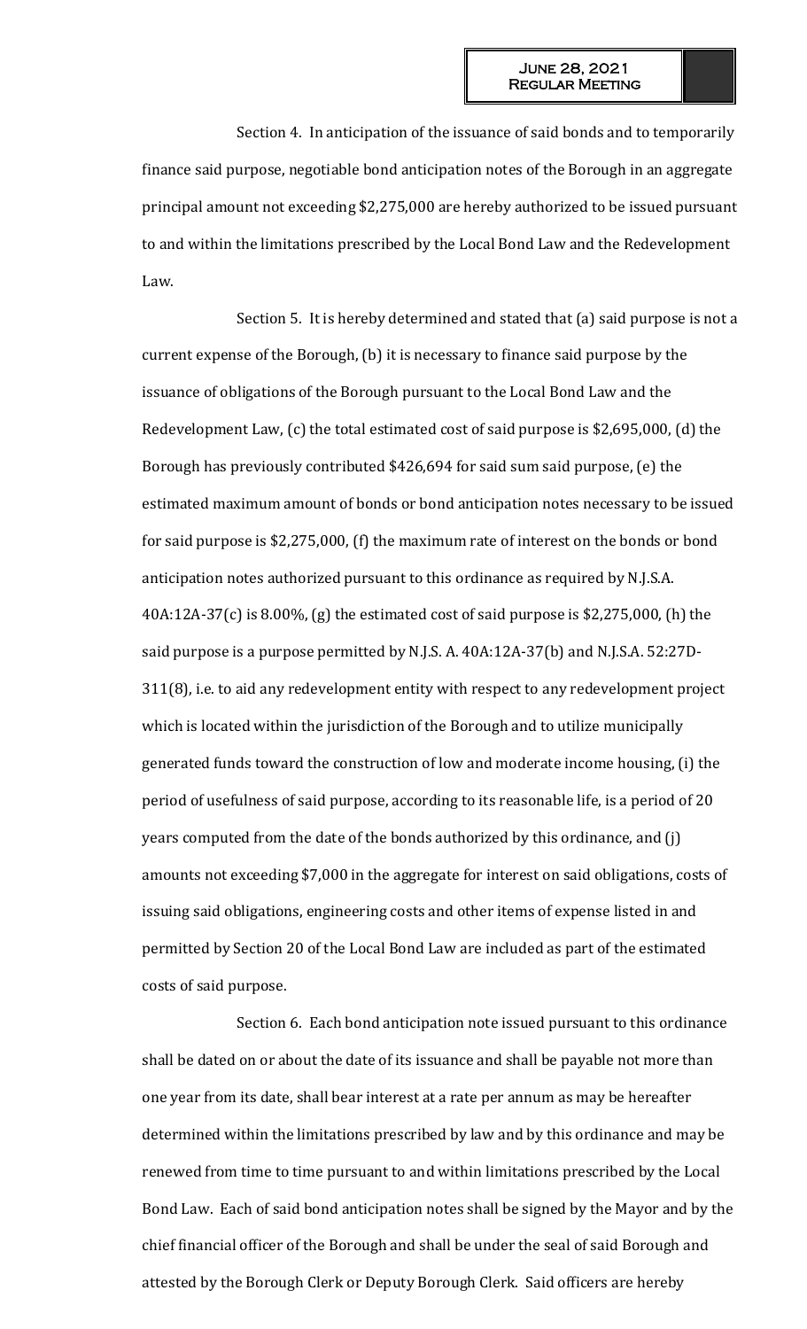Section 4. In anticipation of the issuance of said bonds and to temporarily finance said purpose, negotiable bond anticipation notes of the Borough in an aggregate principal amount not exceeding $2,275,000 are hereby authorized to be issued pursuant to and within the limitations prescribed by the Local Bond Law and the Redevelopment Law.

Section 5. It is hereby determined and stated that (a) said purpose is not a current expense of the Borough, (b) it is necessary to finance said purpose by the issuance of obligations of the Borough pursuant to the Local Bond Law and the Redevelopment Law, (c) the total estimated cost of said purpose is $2,695,000, (d) the Borough has previously contributed $426,694 for said sum said purpose, (e) the estimated maximum amount of bonds or bond anticipation notes necessary to be issued for said purpose is $2,275,000, (f) the maximum rate of interest on the bonds or bond anticipation notes authorized pursuant to this ordinance as required by N.J.S.A. 40A:12A-37(c) is 8.00%, (g) the estimated cost of said purpose is $2,275,000, (h) the said purpose is a purpose permitted by N.J.S. A. 40A:12A-37(b) and N.J.S.A. 52:27D-311(8), i.e. to aid any redevelopment entity with respect to any redevelopment project which is located within the jurisdiction of the Borough and to utilize municipally generated funds toward the construction of low and moderate income housing, (i) the period of usefulness of said purpose, according to its reasonable life, is a period of 20 years computed from the date of the bonds authorized by this ordinance, and (j) amounts not exceeding $7,000 in the aggregate for interest on said obligations, costs of issuing said obligations, engineering costs and other items of expense listed in and permitted by Section 20 of the Local Bond Law are included as part of the estimated costs of said purpose.

Section 6. Each bond anticipation note issued pursuant to this ordinance shall be dated on or about the date of its issuance and shall be payable not more than one year from its date, shall bear interest at a rate per annum as may be hereafter determined within the limitations prescribed by law and by this ordinance and may be renewed from time to time pursuant to and within limitations prescribed by the Local Bond Law. Each of said bond anticipation notes shall be signed by the Mayor and by the chief financial officer of the Borough and shall be under the seal of said Borough and attested by the Borough Clerk or Deputy Borough Clerk. Said officers are hereby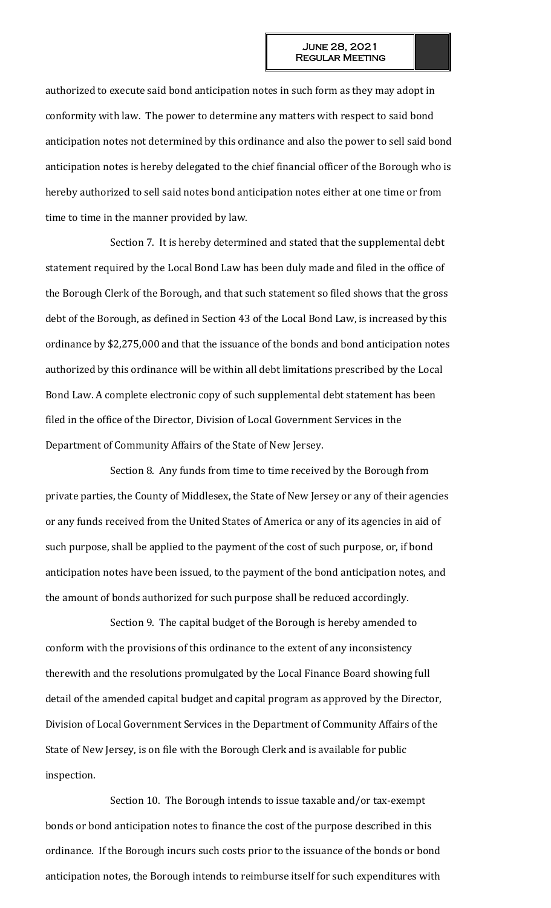authorized to execute said bond anticipation notes in such form as they may adopt in conformity with law. The power to determine any matters with respect to said bond anticipation notes not determined by this ordinance and also the power to sell said bond anticipation notes is hereby delegated to the chief financial officer of the Borough who is hereby authorized to sell said notes bond anticipation notes either at one time or from time to time in the manner provided by law.

Section 7. It is hereby determined and stated that the supplemental debt statement required by the Local Bond Law has been duly made and filed in the office of the Borough Clerk of the Borough, and that such statement so filed shows that the gross debt of the Borough, as defined in Section 43 of the Local Bond Law, is increased by this ordinance by $2,275,000 and that the issuance of the bonds and bond anticipation notes authorized by this ordinance will be within all debt limitations prescribed by the Local Bond Law. A complete electronic copy of such supplemental debt statement has been filed in the office of the Director, Division of Local Government Services in the Department of Community Affairs of the State of New Jersey.

Section 8. Any funds from time to time received by the Borough from private parties, the County of Middlesex, the State of New Jersey or any of their agencies or any funds received from the United States of America or any of its agencies in aid of such purpose, shall be applied to the payment of the cost of such purpose, or, if bond anticipation notes have been issued, to the payment of the bond anticipation notes, and the amount of bonds authorized for such purpose shall be reduced accordingly.

Section 9. The capital budget of the Borough is hereby amended to conform with the provisions of this ordinance to the extent of any inconsistency therewith and the resolutions promulgated by the Local Finance Board showing full detail of the amended capital budget and capital program as approved by the Director, Division of Local Government Services in the Department of Community Affairs of the State of New Jersey, is on file with the Borough Clerk and is available for public inspection.

Section 10. The Borough intends to issue taxable and/or tax-exempt bonds or bond anticipation notes to finance the cost of the purpose described in this ordinance. If the Borough incurs such costs prior to the issuance of the bonds or bond anticipation notes, the Borough intends to reimburse itself for such expenditures with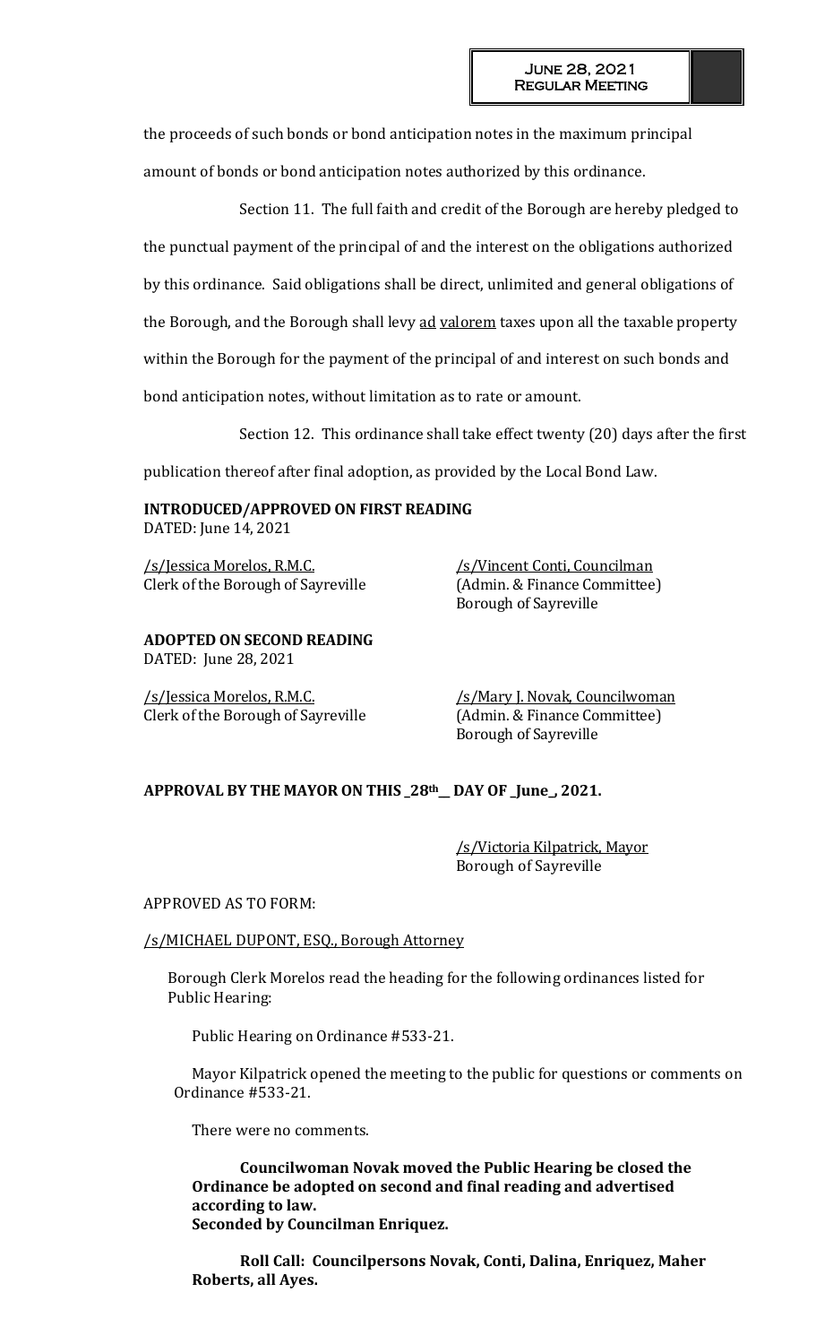the proceeds of such bonds or bond anticipation notes in the maximum principal amount of bonds or bond anticipation notes authorized by this ordinance.

Section 11. The full faith and credit of the Borough are hereby pledged to the punctual payment of the principal of and the interest on the obligations authorized by this ordinance. Said obligations shall be direct, unlimited and general obligations of the Borough, and the Borough shall levy ad valorem taxes upon all the taxable property within the Borough for the payment of the principal of and interest on such bonds and bond anticipation notes, without limitation as to rate or amount.

Section 12. This ordinance shall take effect twenty (20) days after the first publication thereof after final adoption, as provided by the Local Bond Law.

**INTRODUCED/APPROVED ON FIRST READING**
DATED: June 14, 2021

/s/Jessica Morelos, R.M.C.
Clerk of the Borough of Sayreville

/s/Vincent Conti, Councilman
(Admin. & Finance Committee)
Borough of Sayreville

**ADOPTED ON SECOND READING**
DATED: June 28, 2021

/s/Jessica Morelos, R.M.C.
Clerk of the Borough of Sayreville

/s/Mary J. Novak, Councilwoman
(Admin. & Finance Committee)
Borough of Sayreville

**APPROVAL BY THE MAYOR ON THIS _28th__ DAY OF _June_, 2021.**

/s/Victoria Kilpatrick, Mayor
Borough of Sayreville

APPROVED AS TO FORM:

/s/MICHAEL DUPONT, ESQ., Borough Attorney

Borough Clerk Morelos read the heading for the following ordinances listed for Public Hearing:

Public Hearing on Ordinance #533-21.

Mayor Kilpatrick opened the meeting to the public for questions or comments on Ordinance #533-21.

There were no comments.

**Councilwoman Novak moved the Public Hearing be closed the Ordinance be adopted on second and final reading and advertised according to law.**
**Seconded by Councilman Enriquez.**

**Roll Call: Councilpersons Novak, Conti, Dalina, Enriquez, Maher Roberts, all Ayes.**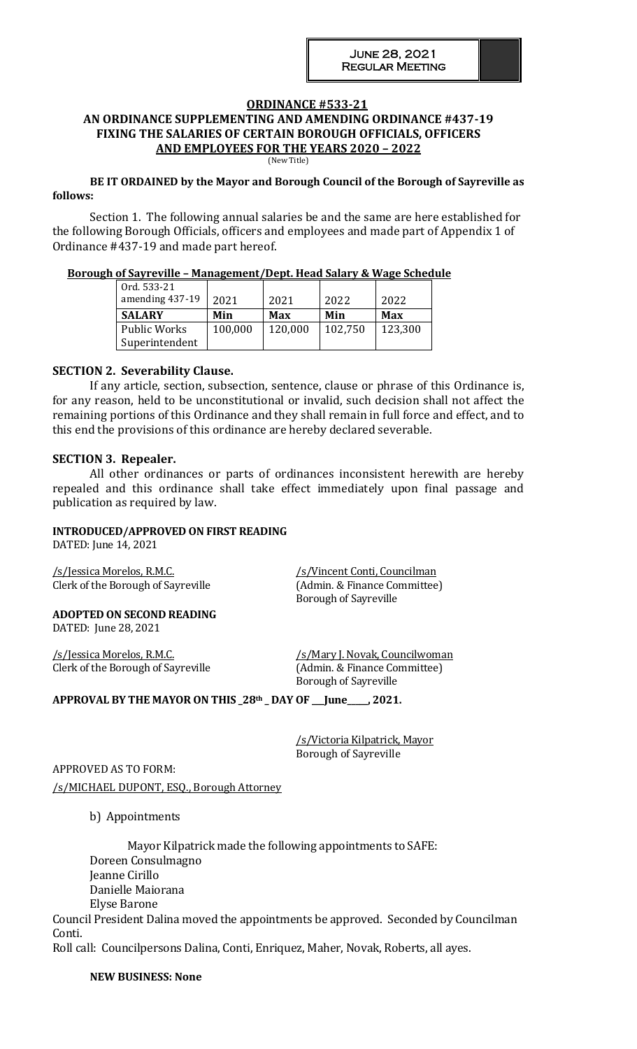# ORDINANCE #533-21

## AN ORDINANCE SUPPLEMENTING AND AMENDING ORDINANCE #437-19 FIXING THE SALARIES OF CERTAIN BOROUGH OFFICIALS, OFFICERS AND EMPLOYEES FOR THE YEARS 2020 – 2022

(New Title)

**BE IT ORDAINED by the Mayor and Borough Council of the Borough of Sayreville as follows:**

Section 1. The following annual salaries be and the same are here established for the following Borough Officials, officers and employees and made part of Appendix 1 of Ordinance #437-19 and made part hereof.

**Borough of Sayreville – Management/Dept. Head Salary & Wage Schedule**

| Ord. 533-21 amending 437-19 | 2021 | 2021 | 2022 | 2022 |
|---|---|---|---|---|
| **SALARY** | **Min** | **Max** | **Min** | **Max** |
| Public Works Superintendent | 100,000 | 120,000 | 102,750 | 123,300 |

**SECTION 2. Severability Clause.**

If any article, section, subsection, sentence, clause or phrase of this Ordinance is, for any reason, held to be unconstitutional or invalid, such decision shall not affect the remaining portions of this Ordinance and they shall remain in full force and effect, and to this end the provisions of this ordinance are hereby declared severable.

**SECTION 3. Repealer.**

All other ordinances or parts of ordinances inconsistent herewith are hereby repealed and this ordinance shall take effect immediately upon final passage and publication as required by law.

**INTRODUCED/APPROVED ON FIRST READING**
DATED: June 14, 2021

/s/Jessica Morelos, R.M.C.
Clerk of the Borough of Sayreville

/s/Vincent Conti, Councilman
(Admin. & Finance Committee)
Borough of Sayreville

**ADOPTED ON SECOND READING**
DATED: June 28, 2021

/s/Jessica Morelos, R.M.C.
Clerk of the Borough of Sayreville

/s/Mary J. Novak, Councilwoman
(Admin. & Finance Committee)
Borough of Sayreville

**APPROVAL BY THE MAYOR ON THIS _28th_ DAY OF ___June____, 2021.**

/s/Victoria Kilpatrick, Mayor
Borough of Sayreville

APPROVED AS TO FORM:
/s/MICHAEL DUPONT, ESQ., Borough Attorney

b) Appointments

Mayor Kilpatrick made the following appointments to SAFE:
Doreen Consulmagno
Jeanne Cirillo
Danielle Maiorana
Elyse Barone

Council President Dalina moved the appointments be approved. Seconded by Councilman Conti.
Roll call: Councilpersons Dalina, Conti, Enriquez, Maher, Novak, Roberts, all ayes.

**NEW BUSINESS: None**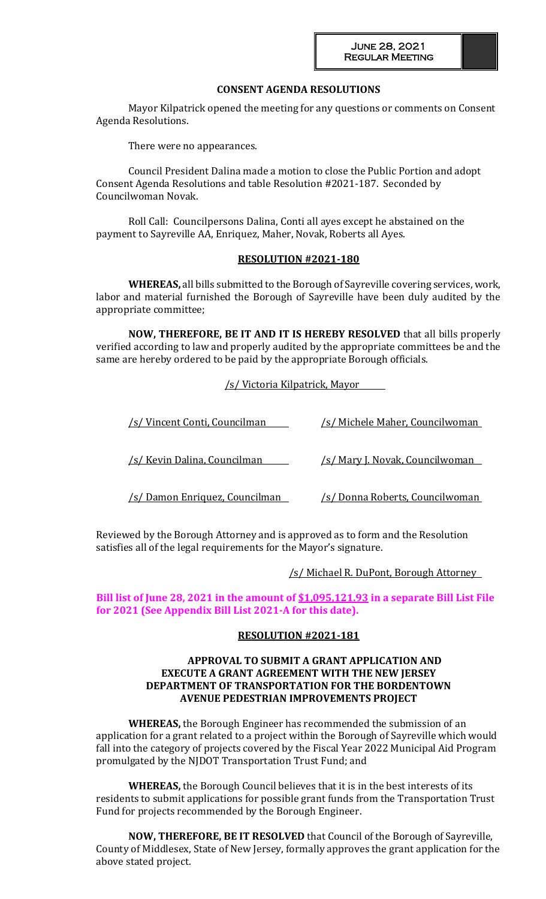### CONSENT AGENDA RESOLUTIONS

Mayor Kilpatrick opened the meeting for any questions or comments on Consent Agenda Resolutions.

There were no appearances.

Council President Dalina made a motion to close the Public Portion and adopt Consent Agenda Resolutions and table Resolution #2021-187. Seconded by Councilwoman Novak.

Roll Call: Councilpersons Dalina, Conti all ayes except he abstained on the payment to Sayreville AA, Enriquez, Maher, Novak, Roberts all Ayes.

### RESOLUTION #2021-180

**WHEREAS,** all bills submitted to the Borough of Sayreville covering services, work, labor and material furnished the Borough of Sayreville have been duly audited by the appropriate committee;

**NOW, THEREFORE, BE IT AND IT IS HEREBY RESOLVED** that all bills properly verified according to law and properly audited by the appropriate committees be and the same are hereby ordered to be paid by the appropriate Borough officials.

/s/ Victoria Kilpatrick, Mayor

/s/ Vincent Conti, Councilman /s/ Michele Maher, Councilwoman

/s/ Kevin Dalina, Councilman /s/ Mary J. Novak, Councilwoman

/s/ Damon Enriquez, Councilman /s/ Donna Roberts, Councilwoman

Reviewed by the Borough Attorney and is approved as to form and the Resolution satisfies all of the legal requirements for the Mayor's signature.

/s/ Michael R. DuPont, Borough Attorney

**Bill list of June 28, 2021 in the amount of $1,095,121.93 in a separate Bill List File for 2021 (See Appendix Bill List 2021-A for this date).**

### RESOLUTION #2021-181

**APPROVAL TO SUBMIT A GRANT APPLICATION AND EXECUTE A GRANT AGREEMENT WITH THE NEW JERSEY DEPARTMENT OF TRANSPORTATION FOR THE BORDENTOWN AVENUE PEDESTRIAN IMPROVEMENTS PROJECT**

**WHEREAS,** the Borough Engineer has recommended the submission of an application for a grant related to a project within the Borough of Sayreville which would fall into the category of projects covered by the Fiscal Year 2022 Municipal Aid Program promulgated by the NJDOT Transportation Trust Fund; and

**WHEREAS,** the Borough Council believes that it is in the best interests of its residents to submit applications for possible grant funds from the Transportation Trust Fund for projects recommended by the Borough Engineer.

**NOW, THEREFORE, BE IT RESOLVED** that Council of the Borough of Sayreville, County of Middlesex, State of New Jersey, formally approves the grant application for the above stated project.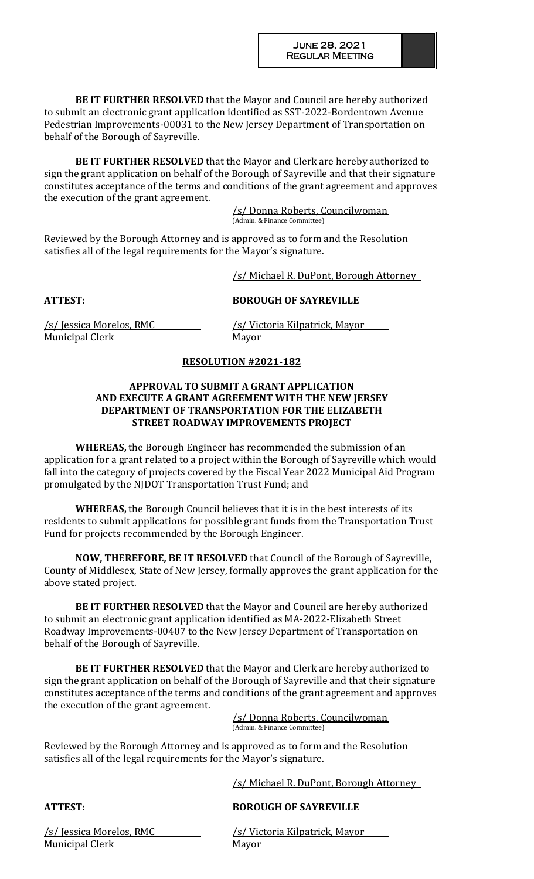**BE IT FURTHER RESOLVED** that the Mayor and Council are hereby authorized to submit an electronic grant application identified as SST-2022-Bordentown Avenue Pedestrian Improvements-00031 to the New Jersey Department of Transportation on behalf of the Borough of Sayreville.

**BE IT FURTHER RESOLVED** that the Mayor and Clerk are hereby authorized to sign the grant application on behalf of the Borough of Sayreville and that their signature constitutes acceptance of the terms and conditions of the grant agreement and approves the execution of the grant agreement.

/s/ Donna Roberts, Councilwoman
(Admin. & Finance Committee)

Reviewed by the Borough Attorney and is approved as to form and the Resolution satisfies all of the legal requirements for the Mayor's signature.

/s/ Michael R. DuPont, Borough Attorney

**ATTEST:** **BOROUGH OF SAYREVILLE**

/s/ Jessica Morelos, RMC
Municipal Clerk

/s/ Victoria Kilpatrick, Mayor
Mayor

**RESOLUTION #2021-182**

**APPROVAL TO SUBMIT A GRANT APPLICATION AND EXECUTE A GRANT AGREEMENT WITH THE NEW JERSEY DEPARTMENT OF TRANSPORTATION FOR THE ELIZABETH STREET ROADWAY IMPROVEMENTS PROJECT**

**WHEREAS,** the Borough Engineer has recommended the submission of an application for a grant related to a project within the Borough of Sayreville which would fall into the category of projects covered by the Fiscal Year 2022 Municipal Aid Program promulgated by the NJDOT Transportation Trust Fund; and

**WHEREAS,** the Borough Council believes that it is in the best interests of its residents to submit applications for possible grant funds from the Transportation Trust Fund for projects recommended by the Borough Engineer.

**NOW, THEREFORE, BE IT RESOLVED** that Council of the Borough of Sayreville, County of Middlesex, State of New Jersey, formally approves the grant application for the above stated project.

**BE IT FURTHER RESOLVED** that the Mayor and Council are hereby authorized to submit an electronic grant application identified as MA-2022-Elizabeth Street Roadway Improvements-00407 to the New Jersey Department of Transportation on behalf of the Borough of Sayreville.

**BE IT FURTHER RESOLVED** that the Mayor and Clerk are hereby authorized to sign the grant application on behalf of the Borough of Sayreville and that their signature constitutes acceptance of the terms and conditions of the grant agreement and approves the execution of the grant agreement.

/s/ Donna Roberts, Councilwoman
(Admin. & Finance Committee)

Reviewed by the Borough Attorney and is approved as to form and the Resolution satisfies all of the legal requirements for the Mayor's signature.

/s/ Michael R. DuPont, Borough Attorney

**ATTEST:** **BOROUGH OF SAYREVILLE**

/s/ Jessica Morelos, RMC
Municipal Clerk

/s/ Victoria Kilpatrick, Mayor
Mayor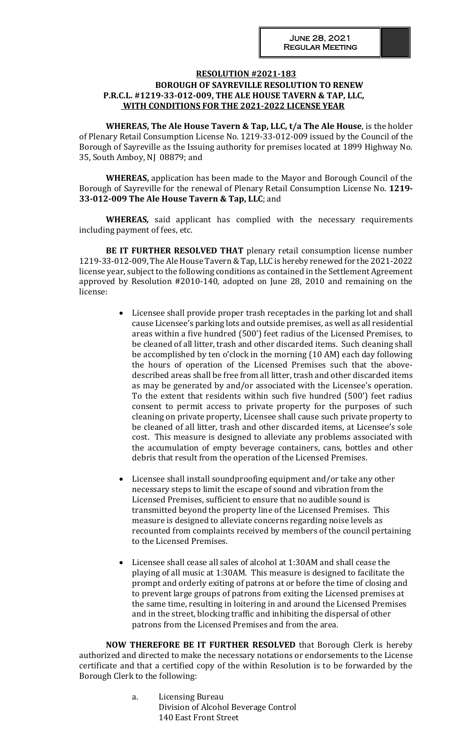**RESOLUTION #2021-183**
**BOROUGH OF SAYREVILLE RESOLUTION TO RENEW**
**P.R.C.L. #1219-33-012-009, THE ALE HOUSE TAVERN & TAP, LLC,**
**WITH CONDITIONS FOR THE 2021-2022 LICENSE YEAR**

**WHEREAS, The Ale House Tavern & Tap, LLC, t/a The Ale House**, is the holder of Plenary Retail Consumption License No. 1219-33-012-009 issued by the Council of the Borough of Sayreville as the Issuing authority for premises located at 1899 Highway No. 35, South Amboy, NJ 08879; and

**WHEREAS,** application has been made to the Mayor and Borough Council of the Borough of Sayreville for the renewal of Plenary Retail Consumption License No. **1219-33-012-009 The Ale House Tavern & Tap, LLC**; and

**WHEREAS,** said applicant has complied with the necessary requirements including payment of fees, etc.

**BE IT FURTHER RESOLVED THAT** plenary retail consumption license number 1219-33-012-009, The Ale House Tavern & Tap, LLC is hereby renewed for the 2021-2022 license year, subject to the following conditions as contained in the Settlement Agreement approved by Resolution #2010-140, adopted on June 28, 2010 and remaining on the license:

- Licensee shall provide proper trash receptacles in the parking lot and shall cause Licensee's parking lots and outside premises, as well as all residential areas within a five hundred (500') feet radius of the Licensed Premises, to be cleaned of all litter, trash and other discarded items. Such cleaning shall be accomplished by ten o'clock in the morning (10 AM) each day following the hours of operation of the Licensed Premises such that the above-described areas shall be free from all litter, trash and other discarded items as may be generated by and/or associated with the Licensee's operation. To the extent that residents within such five hundred (500') feet radius consent to permit access to private property for the purposes of such cleaning on private property, Licensee shall cause such private property to be cleaned of all litter, trash and other discarded items, at Licensee's sole cost. This measure is designed to alleviate any problems associated with the accumulation of empty beverage containers, cans, bottles and other debris that result from the operation of the Licensed Premises.

- Licensee shall install soundproofing equipment and/or take any other necessary steps to limit the escape of sound and vibration from the Licensed Premises, sufficient to ensure that no audible sound is transmitted beyond the property line of the Licensed Premises. This measure is designed to alleviate concerns regarding noise levels as recounted from complaints received by members of the council pertaining to the Licensed Premises.

- Licensee shall cease all sales of alcohol at 1:30AM and shall cease the playing of all music at 1:30AM. This measure is designed to facilitate the prompt and orderly exiting of patrons at or before the time of closing and to prevent large groups of patrons from exiting the Licensed premises at the same time, resulting in loitering in and around the Licensed Premises and in the street, blocking traffic and inhibiting the dispersal of other patrons from the Licensed Premises and from the area.

**NOW THEREFORE BE IT FURTHER RESOLVED** that Borough Clerk is hereby authorized and directed to make the necessary notations or endorsements to the License certificate and that a certified copy of the within Resolution is to be forwarded by the Borough Clerk to the following:

a. Licensing Bureau
   Division of Alcohol Beverage Control
   140 East Front Street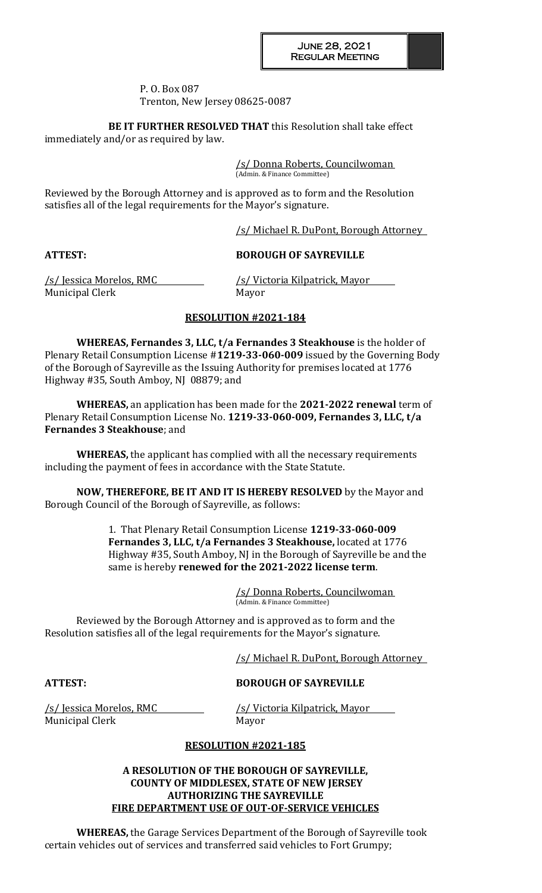P. O. Box 087
Trenton, New Jersey 08625-0087

**BE IT FURTHER RESOLVED THAT** this Resolution shall take effect immediately and/or as required by law.

/s/ Donna Roberts, Councilwoman
(Admin. & Finance Committee)

Reviewed by the Borough Attorney and is approved as to form and the Resolution satisfies all of the legal requirements for the Mayor's signature.

/s/ Michael R. DuPont, Borough Attorney

**ATTEST:** **BOROUGH OF SAYREVILLE**

/s/ Jessica Morelos, RMC
Municipal Clerk

/s/ Victoria Kilpatrick, Mayor
Mayor

## RESOLUTION #2021-184

**WHEREAS, Fernandes 3, LLC, t/a Fernandes 3 Steakhouse** is the holder of Plenary Retail Consumption License #**1219-33-060-009** issued by the Governing Body of the Borough of Sayreville as the Issuing Authority for premises located at 1776 Highway #35, South Amboy, NJ 08879; and

**WHEREAS,** an application has been made for the **2021-2022 renewal** term of Plenary Retail Consumption License No. **1219-33-060-009, Fernandes 3, LLC, t/a Fernandes 3 Steakhouse**; and

**WHEREAS,** the applicant has complied with all the necessary requirements including the payment of fees in accordance with the State Statute.

**NOW, THEREFORE, BE IT AND IT IS HEREBY RESOLVED** by the Mayor and Borough Council of the Borough of Sayreville, as follows:

1. That Plenary Retail Consumption License **1219-33-060-009 Fernandes 3, LLC, t/a Fernandes 3 Steakhouse,** located at 1776 Highway #35, South Amboy, NJ in the Borough of Sayreville be and the same is hereby **renewed for the 2021-2022 license term**.

/s/ Donna Roberts, Councilwoman
(Admin. & Finance Committee)

Reviewed by the Borough Attorney and is approved as to form and the Resolution satisfies all of the legal requirements for the Mayor's signature.

/s/ Michael R. DuPont, Borough Attorney

**ATTEST:** **BOROUGH OF SAYREVILLE**

/s/ Jessica Morelos, RMC
Municipal Clerk

/s/ Victoria Kilpatrick, Mayor
Mayor

## RESOLUTION #2021-185

**A RESOLUTION OF THE BOROUGH OF SAYREVILLE, COUNTY OF MIDDLESEX, STATE OF NEW JERSEY AUTHORIZING THE SAYREVILLE FIRE DEPARTMENT USE OF OUT-OF-SERVICE VEHICLES**

**WHEREAS,** the Garage Services Department of the Borough of Sayreville took certain vehicles out of services and transferred said vehicles to Fort Grumpy;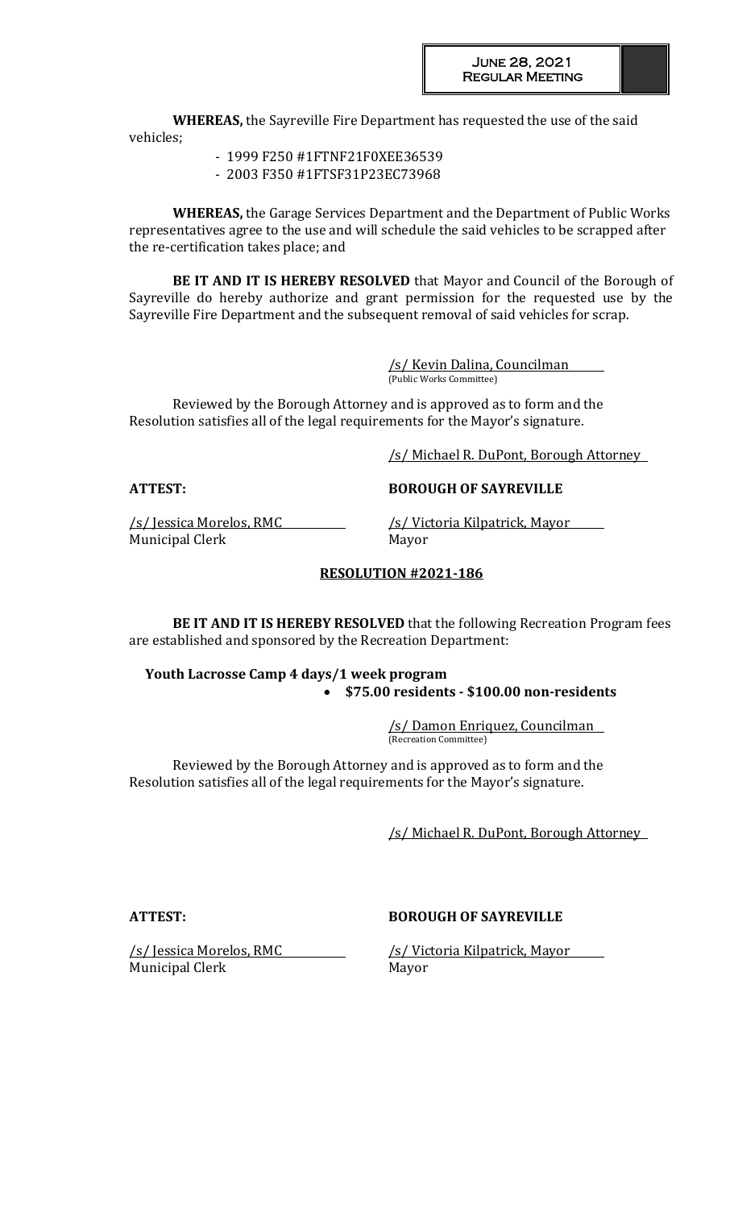**WHEREAS,** the Sayreville Fire Department has requested the use of the said vehicles;

- 1999 F250 #1FTNF21F0XEE36539
- 2003 F350 #1FTSF31P23EC73968

**WHEREAS,** the Garage Services Department and the Department of Public Works representatives agree to the use and will schedule the said vehicles to be scrapped after the re-certification takes place; and

**BE IT AND IT IS HEREBY RESOLVED** that Mayor and Council of the Borough of Sayreville do hereby authorize and grant permission for the requested use by the Sayreville Fire Department and the subsequent removal of said vehicles for scrap.

/s/ Kevin Dalina, Councilman
(Public Works Committee)

Reviewed by the Borough Attorney and is approved as to form and the Resolution satisfies all of the legal requirements for the Mayor's signature.

/s/ Michael R. DuPont, Borough Attorney

**ATTEST:** **BOROUGH OF SAYREVILLE**

/s/ Jessica Morelos, RMC
Municipal Clerk

/s/ Victoria Kilpatrick, Mayor
Mayor

## RESOLUTION #2021-186

**BE IT AND IT IS HEREBY RESOLVED** that the following Recreation Program fees are established and sponsored by the Recreation Department:

**Youth Lacrosse Camp 4 days/1 week program**

- **$75.00 residents - $100.00 non-residents**

/s/ Damon Enriquez, Councilman
(Recreation Committee)

Reviewed by the Borough Attorney and is approved as to form and the Resolution satisfies all of the legal requirements for the Mayor's signature.

/s/ Michael R. DuPont, Borough Attorney

**ATTEST:** **BOROUGH OF SAYREVILLE**

/s/ Jessica Morelos, RMC
Municipal Clerk

/s/ Victoria Kilpatrick, Mayor
Mayor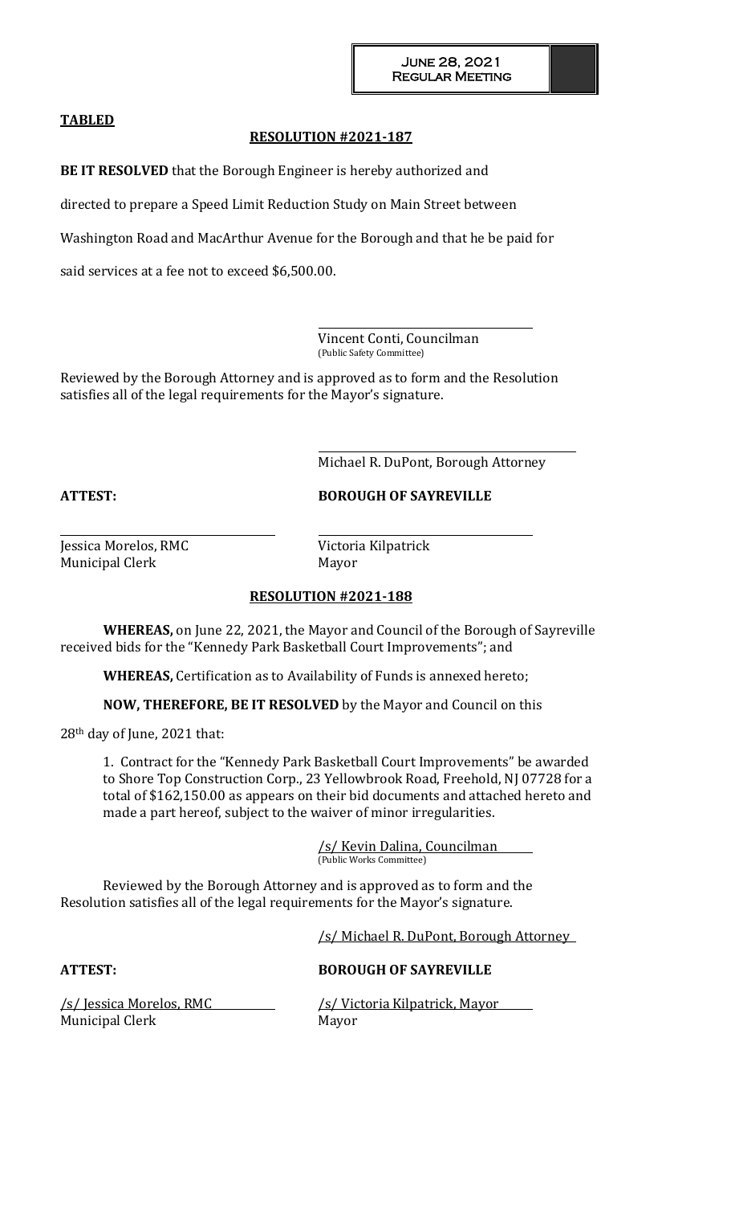**TABLED**

**RESOLUTION #2021-187**

**BE IT RESOLVED** that the Borough Engineer is hereby authorized and directed to prepare a Speed Limit Reduction Study on Main Street between Washington Road and MacArthur Avenue for the Borough and that he be paid for said services at a fee not to exceed $6,500.00.

Vincent Conti, Councilman
(Public Safety Committee)

Reviewed by the Borough Attorney and is approved as to form and the Resolution satisfies all of the legal requirements for the Mayor's signature.

Michael R. DuPont, Borough Attorney

**ATTEST:** **BOROUGH OF SAYREVILLE**

Jessica Morelos, RMC
Municipal Clerk

Victoria Kilpatrick
Mayor

**RESOLUTION #2021-188**

**WHEREAS,** on June 22, 2021, the Mayor and Council of the Borough of Sayreville received bids for the "Kennedy Park Basketball Court Improvements"; and

**WHEREAS,** Certification as to Availability of Funds is annexed hereto;

**NOW, THEREFORE, BE IT RESOLVED** by the Mayor and Council on this 28th day of June, 2021 that:

1. Contract for the "Kennedy Park Basketball Court Improvements" be awarded to Shore Top Construction Corp., 23 Yellowbrook Road, Freehold, NJ 07728 for a total of $162,150.00 as appears on their bid documents and attached hereto and made a part hereof, subject to the waiver of minor irregularities.

/s/ Kevin Dalina, Councilman
(Public Works Committee)

Reviewed by the Borough Attorney and is approved as to form and the Resolution satisfies all of the legal requirements for the Mayor's signature.

/s/ Michael R. DuPont, Borough Attorney

**ATTEST:** **BOROUGH OF SAYREVILLE**

/s/ Jessica Morelos, RMC
Municipal Clerk

/s/ Victoria Kilpatrick, Mayor
Mayor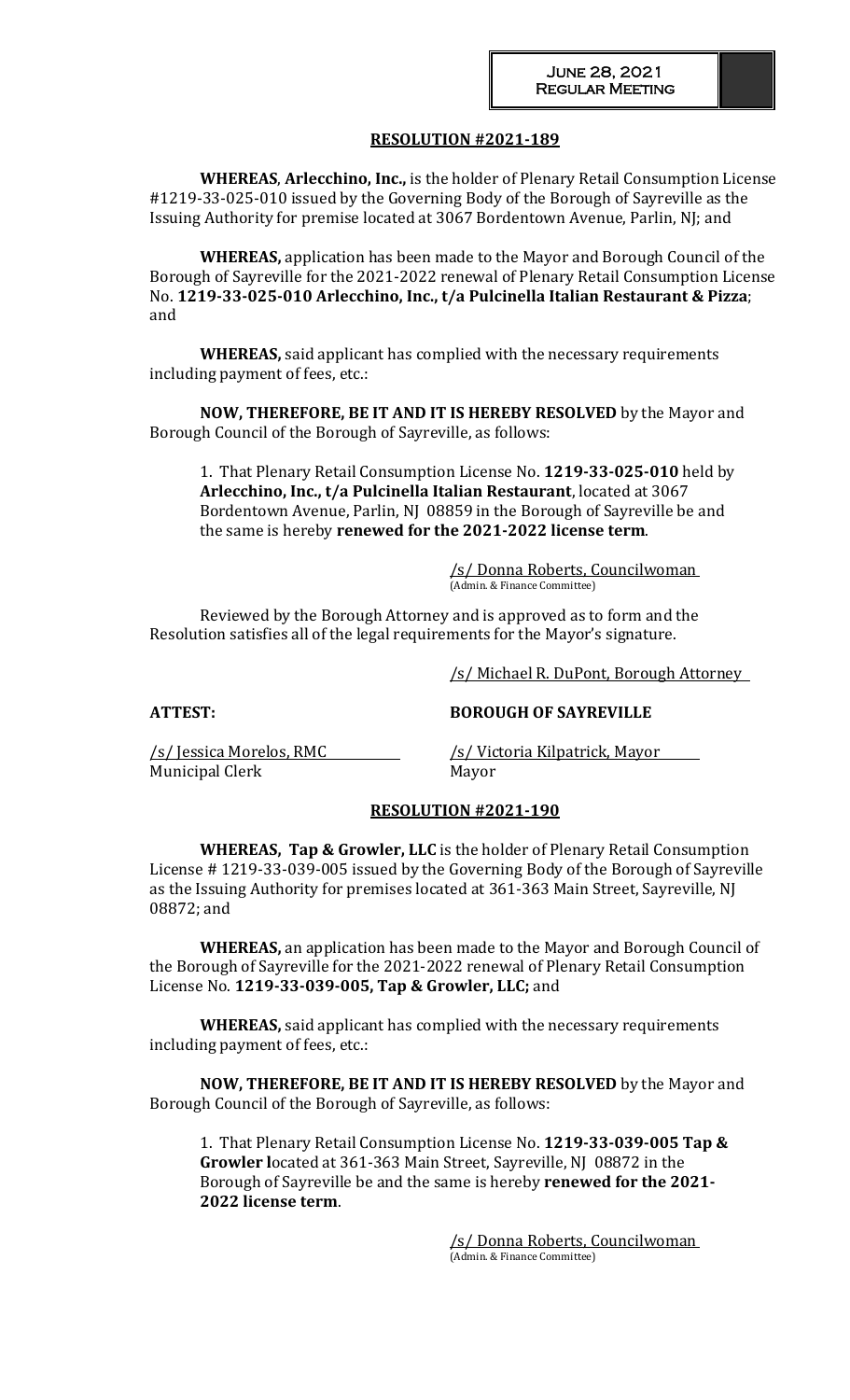## RESOLUTION #2021-189

**WHEREAS**, **Arlecchino, Inc.,** is the holder of Plenary Retail Consumption License #1219-33-025-010 issued by the Governing Body of the Borough of Sayreville as the Issuing Authority for premise located at 3067 Bordentown Avenue, Parlin, NJ; and

**WHEREAS,** application has been made to the Mayor and Borough Council of the Borough of Sayreville for the 2021-2022 renewal of Plenary Retail Consumption License No. **1219-33-025-010 Arlecchino, Inc., t/a Pulcinella Italian Restaurant & Pizza**; and

**WHEREAS,** said applicant has complied with the necessary requirements including payment of fees, etc.:

**NOW, THEREFORE, BE IT AND IT IS HEREBY RESOLVED** by the Mayor and Borough Council of the Borough of Sayreville, as follows:

1. That Plenary Retail Consumption License No. **1219-33-025-010** held by **Arlecchino, Inc., t/a Pulcinella Italian Restaurant**, located at 3067 Bordentown Avenue, Parlin, NJ 08859 in the Borough of Sayreville be and the same is hereby **renewed for the 2021-2022 license term**.

/s/ Donna Roberts, Councilwoman
(Admin. & Finance Committee)

Reviewed by the Borough Attorney and is approved as to form and the Resolution satisfies all of the legal requirements for the Mayor's signature.

/s/ Michael R. DuPont, Borough Attorney

**ATTEST:** **BOROUGH OF SAYREVILLE**

/s/ Jessica Morelos, RMC
Municipal Clerk

/s/ Victoria Kilpatrick, Mayor
Mayor

## RESOLUTION #2021-190

**WHEREAS, Tap & Growler, LLC** is the holder of Plenary Retail Consumption License # 1219-33-039-005 issued by the Governing Body of the Borough of Sayreville as the Issuing Authority for premises located at 361-363 Main Street, Sayreville, NJ 08872; and

**WHEREAS,** an application has been made to the Mayor and Borough Council of the Borough of Sayreville for the 2021-2022 renewal of Plenary Retail Consumption License No. **1219-33-039-005, Tap & Growler, LLC;** and

**WHEREAS,** said applicant has complied with the necessary requirements including payment of fees, etc.:

**NOW, THEREFORE, BE IT AND IT IS HEREBY RESOLVED** by the Mayor and Borough Council of the Borough of Sayreville, as follows:

1. That Plenary Retail Consumption License No. **1219-33-039-005 Tap & Growler l**ocated at 361-363 Main Street, Sayreville, NJ 08872 in the Borough of Sayreville be and the same is hereby **renewed for the 2021-2022 license term**.

/s/ Donna Roberts, Councilwoman
(Admin. & Finance Committee)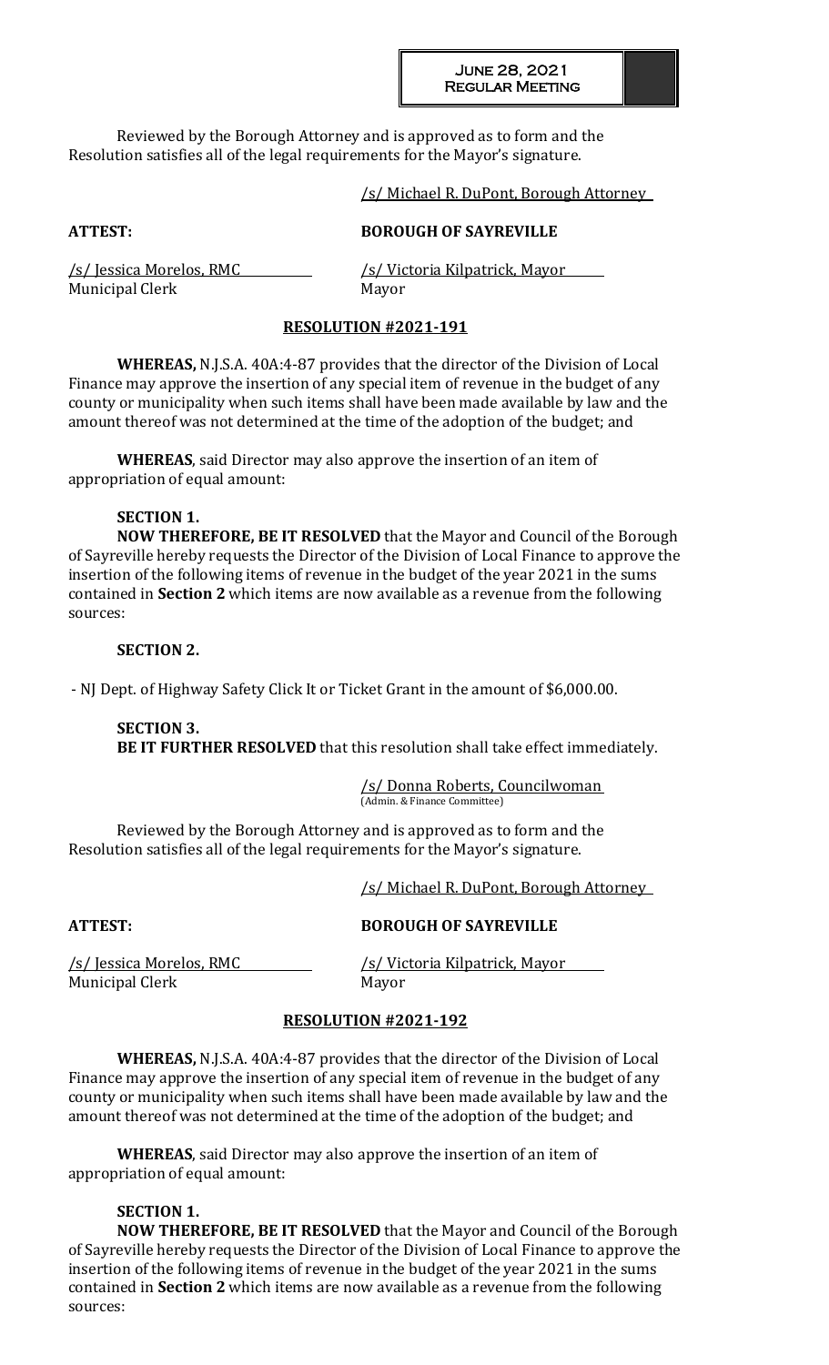Reviewed by the Borough Attorney and is approved as to form and the Resolution satisfies all of the legal requirements for the Mayor's signature.

/s/ Michael R. DuPont, Borough Attorney

**ATTEST:** **BOROUGH OF SAYREVILLE**

/s/ Jessica Morelos, RMC
Municipal Clerk

/s/ Victoria Kilpatrick, Mayor
Mayor

## RESOLUTION #2021-191

**WHEREAS,** N.J.S.A. 40A:4-87 provides that the director of the Division of Local Finance may approve the insertion of any special item of revenue in the budget of any county or municipality when such items shall have been made available by law and the amount thereof was not determined at the time of the adoption of the budget; and

**WHEREAS**, said Director may also approve the insertion of an item of appropriation of equal amount:

**SECTION 1.**

**NOW THEREFORE, BE IT RESOLVED** that the Mayor and Council of the Borough of Sayreville hereby requests the Director of the Division of Local Finance to approve the insertion of the following items of revenue in the budget of the year 2021 in the sums contained in **Section 2** which items are now available as a revenue from the following sources:

**SECTION 2.**

- NJ Dept. of Highway Safety Click It or Ticket Grant in the amount of $6,000.00.

**SECTION 3.**

**BE IT FURTHER RESOLVED** that this resolution shall take effect immediately.

/s/ Donna Roberts, Councilwoman
(Admin. & Finance Committee)

Reviewed by the Borough Attorney and is approved as to form and the Resolution satisfies all of the legal requirements for the Mayor's signature.

/s/ Michael R. DuPont, Borough Attorney

**ATTEST:** **BOROUGH OF SAYREVILLE**

/s/ Jessica Morelos, RMC
Municipal Clerk

/s/ Victoria Kilpatrick, Mayor
Mayor

## RESOLUTION #2021-192

**WHEREAS,** N.J.S.A. 40A:4-87 provides that the director of the Division of Local Finance may approve the insertion of any special item of revenue in the budget of any county or municipality when such items shall have been made available by law and the amount thereof was not determined at the time of the adoption of the budget; and

**WHEREAS**, said Director may also approve the insertion of an item of appropriation of equal amount:

**SECTION 1.**

**NOW THEREFORE, BE IT RESOLVED** that the Mayor and Council of the Borough of Sayreville hereby requests the Director of the Division of Local Finance to approve the insertion of the following items of revenue in the budget of the year 2021 in the sums contained in **Section 2** which items are now available as a revenue from the following sources: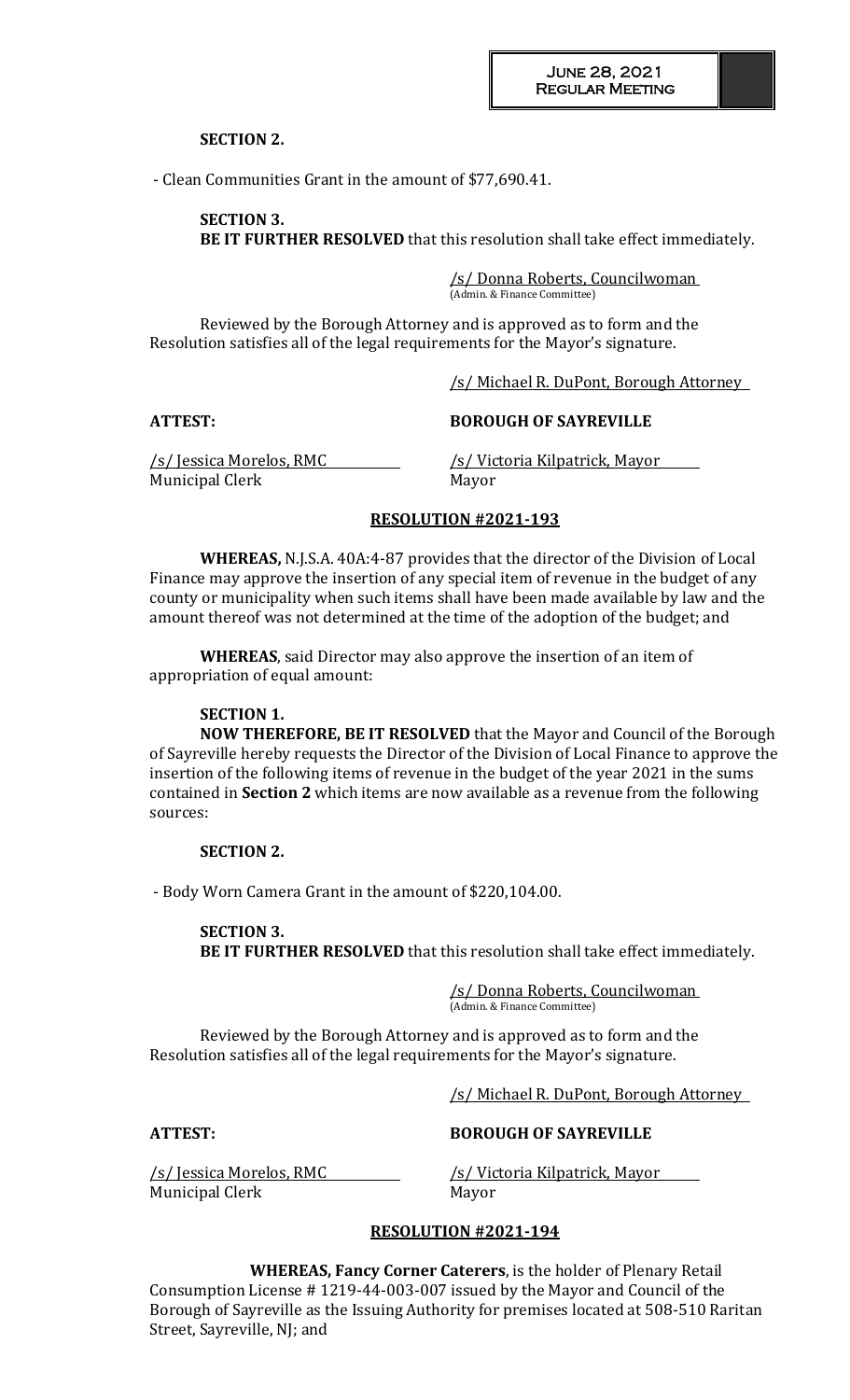**SECTION 2.**

- Clean Communities Grant in the amount of $77,690.41.

**SECTION 3.**
**BE IT FURTHER RESOLVED** that this resolution shall take effect immediately.

/s/ Donna Roberts, Councilwoman
(Admin. & Finance Committee)

Reviewed by the Borough Attorney and is approved as to form and the Resolution satisfies all of the legal requirements for the Mayor's signature.

/s/ Michael R. DuPont, Borough Attorney

**ATTEST:** **BOROUGH OF SAYREVILLE**

/s/ Jessica Morelos, RMC /s/ Victoria Kilpatrick, Mayor
Municipal Clerk Mayor

## RESOLUTION #2021-193

**WHEREAS,** N.J.S.A. 40A:4-87 provides that the director of the Division of Local Finance may approve the insertion of any special item of revenue in the budget of any county or municipality when such items shall have been made available by law and the amount thereof was not determined at the time of the adoption of the budget; and

**WHEREAS**, said Director may also approve the insertion of an item of appropriation of equal amount:

**SECTION 1.**
**NOW THEREFORE, BE IT RESOLVED** that the Mayor and Council of the Borough of Sayreville hereby requests the Director of the Division of Local Finance to approve the insertion of the following items of revenue in the budget of the year 2021 in the sums contained in **Section 2** which items are now available as a revenue from the following sources:

**SECTION 2.**

- Body Worn Camera Grant in the amount of $220,104.00.

**SECTION 3.**
**BE IT FURTHER RESOLVED** that this resolution shall take effect immediately.

/s/ Donna Roberts, Councilwoman
(Admin. & Finance Committee)

Reviewed by the Borough Attorney and is approved as to form and the Resolution satisfies all of the legal requirements for the Mayor's signature.

/s/ Michael R. DuPont, Borough Attorney

**ATTEST:** **BOROUGH OF SAYREVILLE**

/s/ Jessica Morelos, RMC /s/ Victoria Kilpatrick, Mayor
Municipal Clerk Mayor

## RESOLUTION #2021-194

**WHEREAS, Fancy Corner Caterers**, is the holder of Plenary Retail Consumption License # 1219-44-003-007 issued by the Mayor and Council of the Borough of Sayreville as the Issuing Authority for premises located at 508-510 Raritan Street, Sayreville, NJ; and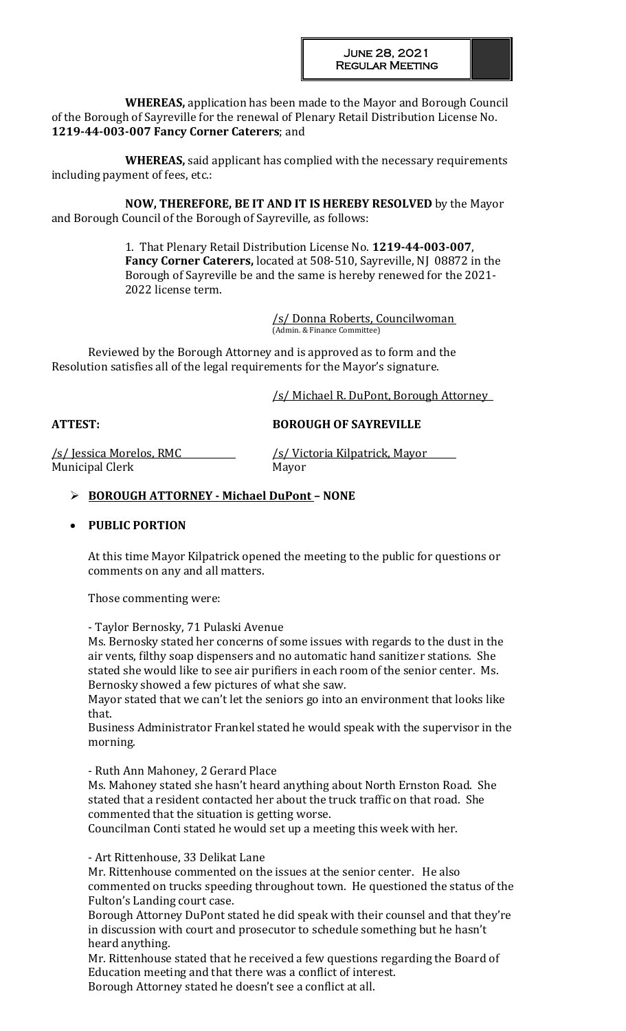**WHEREAS,** application has been made to the Mayor and Borough Council of the Borough of Sayreville for the renewal of Plenary Retail Distribution License No. **1219-44-003-007 Fancy Corner Caterers**; and

**WHEREAS,** said applicant has complied with the necessary requirements including payment of fees, etc.:

**NOW, THEREFORE, BE IT AND IT IS HEREBY RESOLVED** by the Mayor and Borough Council of the Borough of Sayreville, as follows:

1. That Plenary Retail Distribution License No. **1219-44-003-007**, **Fancy Corner Caterers,** located at 508-510, Sayreville, NJ 08872 in the Borough of Sayreville be and the same is hereby renewed for the 2021-2022 license term.

/s/ Donna Roberts, Councilwoman
(Admin. & Finance Committee)

Reviewed by the Borough Attorney and is approved as to form and the Resolution satisfies all of the legal requirements for the Mayor's signature.

/s/ Michael R. DuPont, Borough Attorney

**ATTEST:** **BOROUGH OF SAYREVILLE**

/s/ Jessica Morelos, RMC
Municipal Clerk

/s/ Victoria Kilpatrick, Mayor
Mayor

- **BOROUGH ATTORNEY - Michael DuPont – NONE**

- **PUBLIC PORTION**

At this time Mayor Kilpatrick opened the meeting to the public for questions or comments on any and all matters.

Those commenting were:

- Taylor Bernosky, 71 Pulaski Avenue

Ms. Bernosky stated her concerns of some issues with regards to the dust in the air vents, filthy soap dispensers and no automatic hand sanitizer stations. She stated she would like to see air purifiers in each room of the senior center. Ms. Bernosky showed a few pictures of what she saw.

Mayor stated that we can't let the seniors go into an environment that looks like that.

Business Administrator Frankel stated he would speak with the supervisor in the morning.

- Ruth Ann Mahoney, 2 Gerard Place

Ms. Mahoney stated she hasn't heard anything about North Ernston Road. She stated that a resident contacted her about the truck traffic on that road. She commented that the situation is getting worse.

Councilman Conti stated he would set up a meeting this week with her.

- Art Rittenhouse, 33 Delikat Lane

Mr. Rittenhouse commented on the issues at the senior center. He also commented on trucks speeding throughout town. He questioned the status of the Fulton's Landing court case.

Borough Attorney DuPont stated he did speak with their counsel and that they're in discussion with court and prosecutor to schedule something but he hasn't heard anything.

Mr. Rittenhouse stated that he received a few questions regarding the Board of Education meeting and that there was a conflict of interest.

Borough Attorney stated he doesn't see a conflict at all.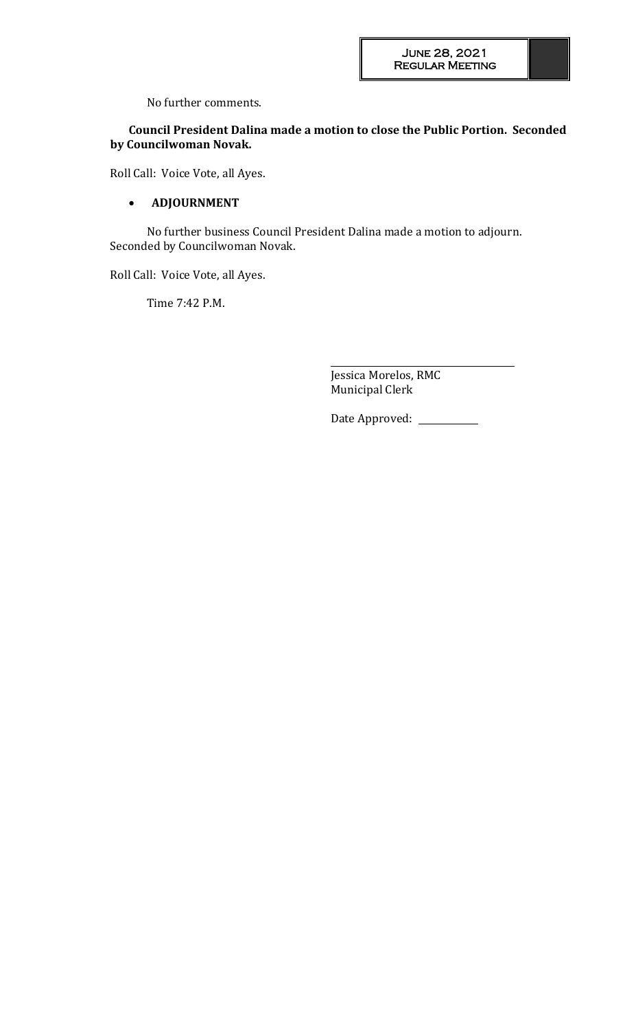No further comments.

**Council President Dalina made a motion to close the Public Portion. Seconded by Councilwoman Novak.**

Roll Call: Voice Vote, all Ayes.

- **ADJOURNMENT**

No further business Council President Dalina made a motion to adjourn. Seconded by Councilwoman Novak.

Roll Call: Voice Vote, all Ayes.

Time 7:42 P.M.

\_\_\_\_\_\_\_\_\_\_\_\_\_\_\_\_\_\_\_\_\_\_\_\_\_\_\_\_\_\_\_\_\_\_\_\_
Jessica Morelos, RMC
Municipal Clerk

Date Approved: \_\_\_\_\_\_\_\_\_\_\_\_